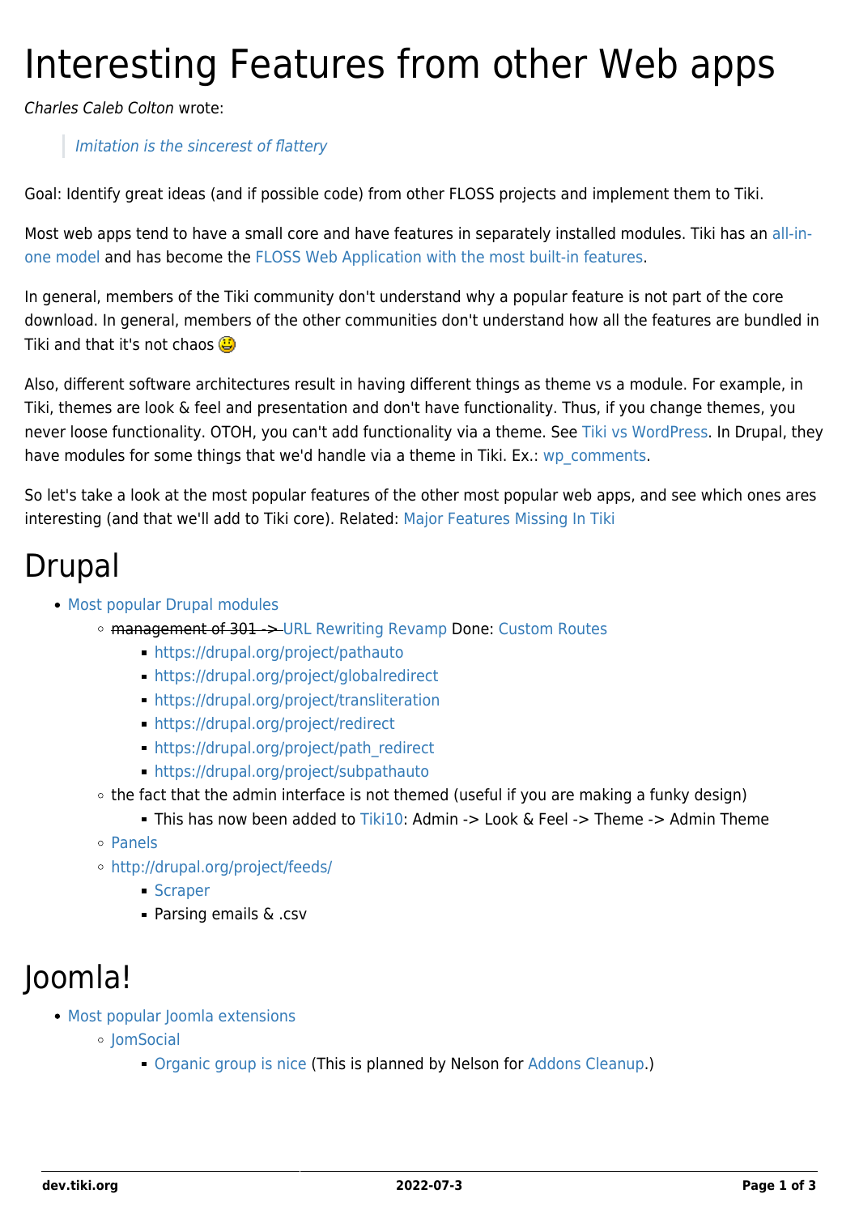# Interesting Features from other Web apps

*Charles Caleb Colton* wrote:

> *Imitation is the sincerest of flattery*

Goal: Identify great ideas (and if possible code) from other FLOSS projects and implement them to Tiki.

Most web apps tend to have a small core and have features in separately installed modules. Tiki has an all-in-one model and has become the FLOSS Web Application with the most built-in features.

In general, members of the Tiki community don't understand why a popular feature is not part of the core download. In general, members of the other communities don't understand how all the features are bundled in Tiki and that it's not chaos 😃

Also, different software architectures result in having different things as theme vs a module. For example, in Tiki, themes are look & feel and presentation and don't have functionality. Thus, if you change themes, you never loose functionality. OTOH, you can't add functionality via a theme. See Tiki vs WordPress. In Drupal, they have modules for some things that we'd handle via a theme in Tiki. Ex.: wp_comments.

So let's take a look at the most popular features of the other most popular web apps, and see which ones ares interesting (and that we'll add to Tiki core). Related: Major Features Missing In Tiki

# Drupal

- Most popular Drupal modules
  - ~~management of 301 ->~~ URL Rewriting Revamp Done: Custom Routes
    - https://drupal.org/project/pathauto
    - https://drupal.org/project/globalredirect
    - https://drupal.org/project/transliteration
    - https://drupal.org/project/redirect
    - https://drupal.org/project/path_redirect
    - https://drupal.org/project/subpathauto
  - the fact that the admin interface is not themed (useful if you are making a funky design)
    - This has now been added to Tiki10: Admin -> Look & Feel -> Theme -> Admin Theme
  - Panels
  - http://drupal.org/project/feeds/
    - Scraper
    - Parsing emails & .csv

# Joomla!

- Most popular Joomla extensions
  - JomSocial
    - Organic group is nice (This is planned by Nelson for Addons Cleanup.)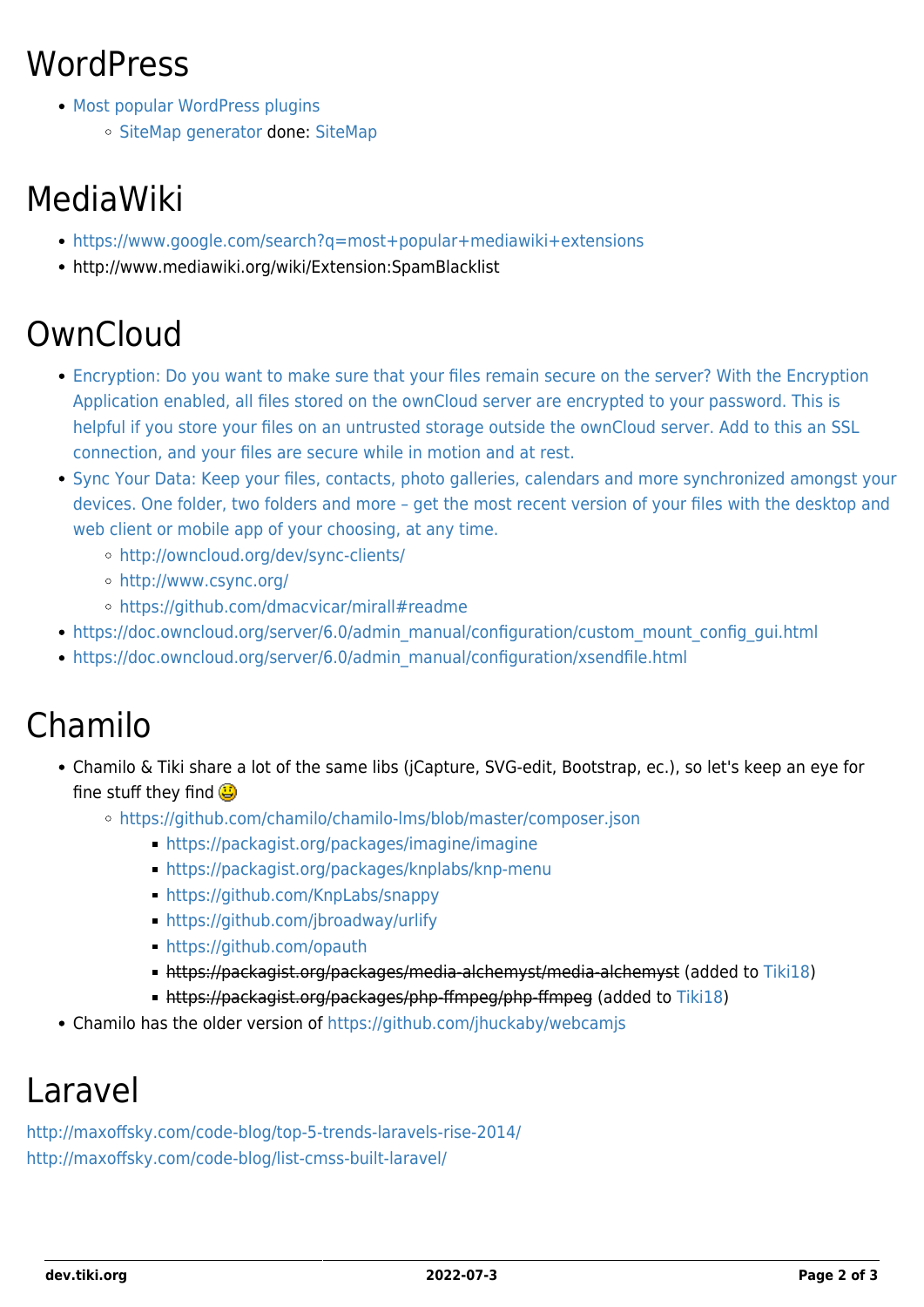# WordPress

- Most popular WordPress plugins
  - SiteMap generator done: SiteMap

# MediaWiki

- https://www.google.com/search?q=most+popular+mediawiki+extensions
- http://www.mediawiki.org/wiki/Extension:SpamBlacklist

# OwnCloud

- Encryption: Do you want to make sure that your files remain secure on the server? With the Encryption Application enabled, all files stored on the ownCloud server are encrypted to your password. This is helpful if you store your files on an untrusted storage outside the ownCloud server. Add to this an SSL connection, and your files are secure while in motion and at rest.
- Sync Your Data: Keep your files, contacts, photo galleries, calendars and more synchronized amongst your devices. One folder, two folders and more – get the most recent version of your files with the desktop and web client or mobile app of your choosing, at any time.
  - http://owncloud.org/dev/sync-clients/
  - http://www.csync.org/
  - https://github.com/dmacvicar/mirall#readme
- https://doc.owncloud.org/server/6.0/admin_manual/configuration/custom_mount_config_gui.html
- https://doc.owncloud.org/server/6.0/admin_manual/configuration/xsendfile.html

# Chamilo

- Chamilo & Tiki share a lot of the same libs (jCapture, SVG-edit, Bootstrap, ec.), so let's keep an eye for fine stuff they find 😃
  - https://github.com/chamilo/chamilo-lms/blob/master/composer.json
    - https://packagist.org/packages/imagine/imagine
    - https://packagist.org/packages/knplabs/knp-menu
    - https://github.com/KnpLabs/snappy
    - https://github.com/jbroadway/urlify
    - https://github.com/opauth
    - ~~https://packagist.org/packages/media-alchemyst/media-alchemyst~~ (added to Tiki18)
    - ~~https://packagist.org/packages/php-ffmpeg/php-ffmpeg~~ (added to Tiki18)
- Chamilo has the older version of https://github.com/jhuckaby/webcamjs

# Laravel

http://maxoffsky.com/code-blog/top-5-trends-laravels-rise-2014/
http://maxoffsky.com/code-blog/list-cmss-built-laravel/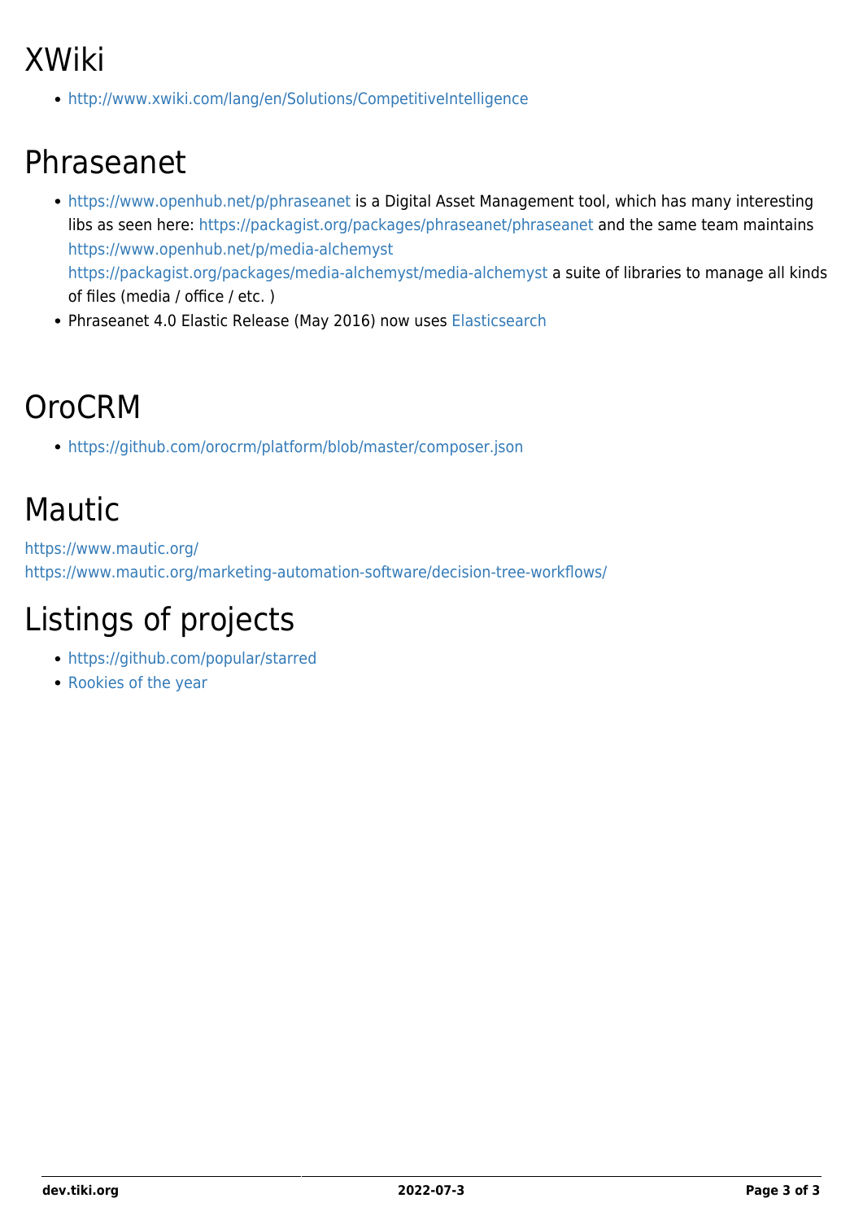# XWiki

- http://www.xwiki.com/lang/en/Solutions/CompetitiveIntelligence

# Phraseanet

- https://www.openhub.net/p/phraseanet is a Digital Asset Management tool, which has many interesting libs as seen here: https://packagist.org/packages/phraseanet/phraseanet and the same team maintains https://www.openhub.net/p/media-alchemyst https://packagist.org/packages/media-alchemyst/media-alchemyst a suite of libraries to manage all kinds of files (media / office / etc. )
- Phraseanet 4.0 Elastic Release (May 2016) now uses Elasticsearch

# OroCRM

- https://github.com/orocrm/platform/blob/master/composer.json

# Mautic

https://www.mautic.org/
https://www.mautic.org/marketing-automation-software/decision-tree-workflows/

# Listings of projects

- https://github.com/popular/starred
- Rookies of the year